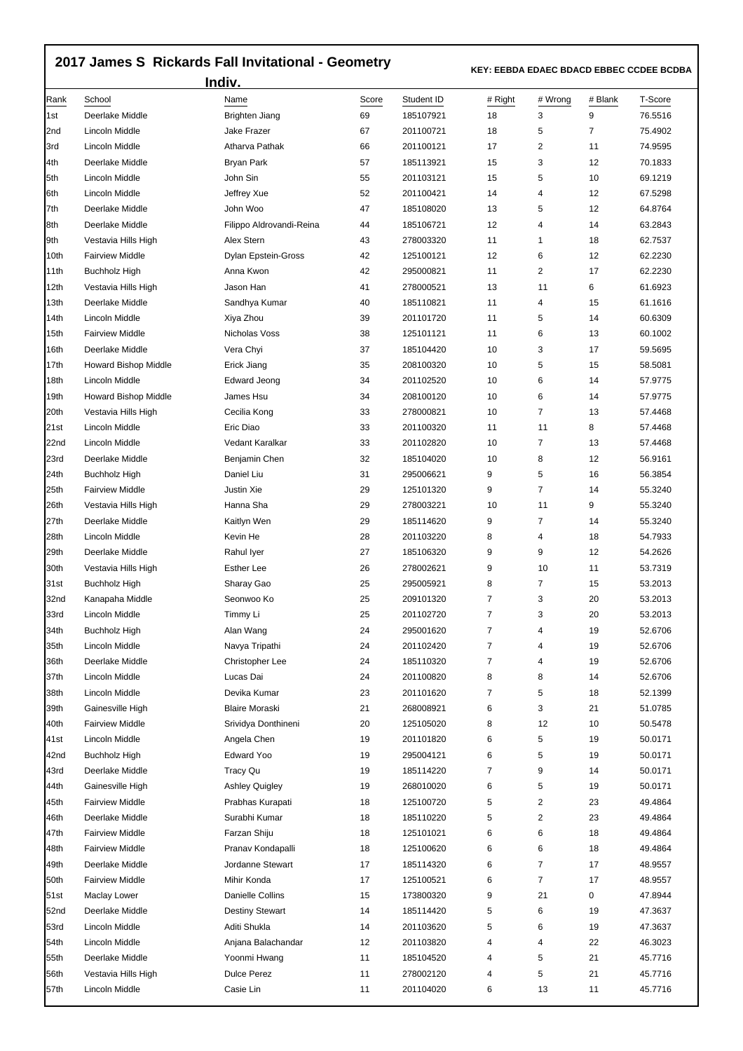# 2017 James S Rickards Fall Invitational - Geometry

**KEY: EEBDA EDAEC BDACD EBBEC CCDEE BCDBA**

## Indiv.

| Rank | School | Name | Score | Student ID | # Right | # Wrong | # Blank | T-Score |
|---|---|---|---|---|---|---|---|---|
| 1st | Deerlake Middle | Brighten Jiang | 69 | 185107921 | 18 | 3 | 9 | 76.5516 |
| 2nd | Lincoln Middle | Jake Frazer | 67 | 201100721 | 18 | 5 | 7 | 75.4902 |
| 3rd | Lincoln Middle | Atharva Pathak | 66 | 201100121 | 17 | 2 | 11 | 74.9595 |
| 4th | Deerlake Middle | Bryan Park | 57 | 185113921 | 15 | 3 | 12 | 70.1833 |
| 5th | Lincoln Middle | John Sin | 55 | 201103121 | 15 | 5 | 10 | 69.1219 |
| 6th | Lincoln Middle | Jeffrey Xue | 52 | 201100421 | 14 | 4 | 12 | 67.5298 |
| 7th | Deerlake Middle | John Woo | 47 | 185108020 | 13 | 5 | 12 | 64.8764 |
| 8th | Deerlake Middle | Filippo Aldrovandi-Reina | 44 | 185106721 | 12 | 4 | 14 | 63.2843 |
| 9th | Vestavia Hills High | Alex Stern | 43 | 278003320 | 11 | 1 | 18 | 62.7537 |
| 10th | Fairview Middle | Dylan Epstein-Gross | 42 | 125100121 | 12 | 6 | 12 | 62.2230 |
| 11th | Buchholz High | Anna Kwon | 42 | 295000821 | 11 | 2 | 17 | 62.2230 |
| 12th | Vestavia Hills High | Jason Han | 41 | 278000521 | 13 | 11 | 6 | 61.6923 |
| 13th | Deerlake Middle | Sandhya Kumar | 40 | 185110821 | 11 | 4 | 15 | 61.1616 |
| 14th | Lincoln Middle | Xiya Zhou | 39 | 201101720 | 11 | 5 | 14 | 60.6309 |
| 15th | Fairview Middle | Nicholas Voss | 38 | 125101121 | 11 | 6 | 13 | 60.1002 |
| 16th | Deerlake Middle | Vera Chyi | 37 | 185104420 | 10 | 3 | 17 | 59.5695 |
| 17th | Howard Bishop Middle | Erick Jiang | 35 | 208100320 | 10 | 5 | 15 | 58.5081 |
| 18th | Lincoln Middle | Edward Jeong | 34 | 201102520 | 10 | 6 | 14 | 57.9775 |
| 19th | Howard Bishop Middle | James Hsu | 34 | 208100120 | 10 | 6 | 14 | 57.9775 |
| 20th | Vestavia Hills High | Cecilia Kong | 33 | 278000821 | 10 | 7 | 13 | 57.4468 |
| 21st | Lincoln Middle | Eric Diao | 33 | 201100320 | 11 | 11 | 8 | 57.4468 |
| 22nd | Lincoln Middle | Vedant Karalkar | 33 | 201102820 | 10 | 7 | 13 | 57.4468 |
| 23rd | Deerlake Middle | Benjamin Chen | 32 | 185104020 | 10 | 8 | 12 | 56.9161 |
| 24th | Buchholz High | Daniel Liu | 31 | 295006621 | 9 | 5 | 16 | 56.3854 |
| 25th | Fairview Middle | Justin Xie | 29 | 125101320 | 9 | 7 | 14 | 55.3240 |
| 26th | Vestavia Hills High | Hanna Sha | 29 | 278003221 | 10 | 11 | 9 | 55.3240 |
| 27th | Deerlake Middle | Kaitlyn Wen | 29 | 185114620 | 9 | 7 | 14 | 55.3240 |
| 28th | Lincoln Middle | Kevin He | 28 | 201103220 | 8 | 4 | 18 | 54.7933 |
| 29th | Deerlake Middle | Rahul Iyer | 27 | 185106320 | 9 | 9 | 12 | 54.2626 |
| 30th | Vestavia Hills High | Esther Lee | 26 | 278002621 | 9 | 10 | 11 | 53.7319 |
| 31st | Buchholz High | Sharay Gao | 25 | 295005921 | 8 | 7 | 15 | 53.2013 |
| 32nd | Kanapaha Middle | Seonwoo Ko | 25 | 209101320 | 7 | 3 | 20 | 53.2013 |
| 33rd | Lincoln Middle | Timmy Li | 25 | 201102720 | 7 | 3 | 20 | 53.2013 |
| 34th | Buchholz High | Alan Wang | 24 | 295001620 | 7 | 4 | 19 | 52.6706 |
| 35th | Lincoln Middle | Navya Tripathi | 24 | 201102420 | 7 | 4 | 19 | 52.6706 |
| 36th | Deerlake Middle | Christopher Lee | 24 | 185110320 | 7 | 4 | 19 | 52.6706 |
| 37th | Lincoln Middle | Lucas Dai | 24 | 201100820 | 8 | 8 | 14 | 52.6706 |
| 38th | Lincoln Middle | Devika Kumar | 23 | 201101620 | 7 | 5 | 18 | 52.1399 |
| 39th | Gainesville High | Blaire Moraski | 21 | 268008921 | 6 | 3 | 21 | 51.0785 |
| 40th | Fairview Middle | Srividya Donthineni | 20 | 125105020 | 8 | 12 | 10 | 50.5478 |
| 41st | Lincoln Middle | Angela Chen | 19 | 201101820 | 6 | 5 | 19 | 50.0171 |
| 42nd | Buchholz High | Edward Yoo | 19 | 295004121 | 6 | 5 | 19 | 50.0171 |
| 43rd | Deerlake Middle | Tracy Qu | 19 | 185114220 | 7 | 9 | 14 | 50.0171 |
| 44th | Gainesville High | Ashley Quigley | 19 | 268010020 | 6 | 5 | 19 | 50.0171 |
| 45th | Fairview Middle | Prabhas Kurapati | 18 | 125100720 | 5 | 2 | 23 | 49.4864 |
| 46th | Deerlake Middle | Surabhi Kumar | 18 | 185110220 | 5 | 2 | 23 | 49.4864 |
| 47th | Fairview Middle | Farzan Shiju | 18 | 125101021 | 6 | 6 | 18 | 49.4864 |
| 48th | Fairview Middle | Pranav Kondapalli | 18 | 125100620 | 6 | 6 | 18 | 49.4864 |
| 49th | Deerlake Middle | Jordanne Stewart | 17 | 185114320 | 6 | 7 | 17 | 48.9557 |
| 50th | Fairview Middle | Mihir Konda | 17 | 125100521 | 6 | 7 | 17 | 48.9557 |
| 51st | Maclay Lower | Danielle Collins | 15 | 173800320 | 9 | 21 | 0 | 47.8944 |
| 52nd | Deerlake Middle | Destiny Stewart | 14 | 185114420 | 5 | 6 | 19 | 47.3637 |
| 53rd | Lincoln Middle | Aditi Shukla | 14 | 201103620 | 5 | 6 | 19 | 47.3637 |
| 54th | Lincoln Middle | Anjana Balachandar | 12 | 201103820 | 4 | 4 | 22 | 46.3023 |
| 55th | Deerlake Middle | Yoonmi Hwang | 11 | 185104520 | 4 | 5 | 21 | 45.7716 |
| 56th | Vestavia Hills High | Dulce Perez | 11 | 278002120 | 4 | 5 | 21 | 45.7716 |
| 57th | Lincoln Middle | Casie Lin | 11 | 201104020 | 6 | 13 | 11 | 45.7716 |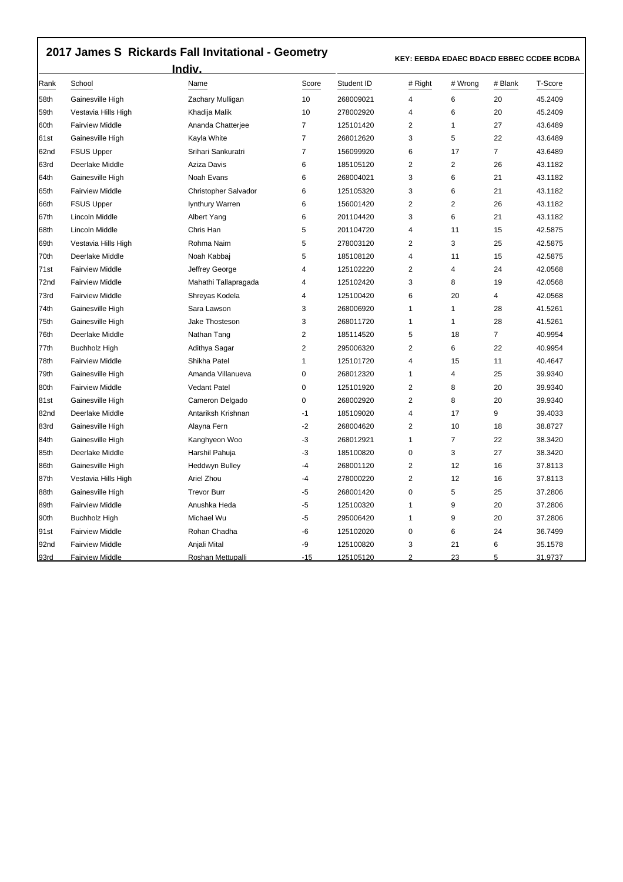## 2017 James S Rickards Fall Invitational - Geometry Indiv.

**KEY: EEBDA EDAEC BDACD EBBEC CCDEE BCDBA**

| Rank | School | Name | Score | Student ID | # Right | # Wrong | # Blank | T-Score |
|---|---|---|---|---|---|---|---|---|
| 58th | Gainesville High | Zachary Mulligan | 10 | 268009021 | 4 | 6 | 20 | 45.2409 |
| 59th | Vestavia Hills High | Khadija Malik | 10 | 278002920 | 4 | 6 | 20 | 45.2409 |
| 60th | Fairview Middle | Ananda Chatterjee | 7 | 125101420 | 2 | 1 | 27 | 43.6489 |
| 61st | Gainesville High | Kayla White | 7 | 268012620 | 3 | 5 | 22 | 43.6489 |
| 62nd | FSUS Upper | Srihari Sankuratri | 7 | 156099920 | 6 | 17 | 7 | 43.6489 |
| 63rd | Deerlake Middle | Aziza Davis | 6 | 185105120 | 2 | 2 | 26 | 43.1182 |
| 64th | Gainesville High | Noah Evans | 6 | 268004021 | 3 | 6 | 21 | 43.1182 |
| 65th | Fairview Middle | Christopher Salvador | 6 | 125105320 | 3 | 6 | 21 | 43.1182 |
| 66th | FSUS Upper | Iynthury Warren | 6 | 156001420 | 2 | 2 | 26 | 43.1182 |
| 67th | Lincoln Middle | Albert Yang | 6 | 201104420 | 3 | 6 | 21 | 43.1182 |
| 68th | Lincoln Middle | Chris Han | 5 | 201104720 | 4 | 11 | 15 | 42.5875 |
| 69th | Vestavia Hills High | Rohma Naim | 5 | 278003120 | 2 | 3 | 25 | 42.5875 |
| 70th | Deerlake Middle | Noah Kabbaj | 5 | 185108120 | 4 | 11 | 15 | 42.5875 |
| 71st | Fairview Middle | Jeffrey George | 4 | 125102220 | 2 | 4 | 24 | 42.0568 |
| 72nd | Fairview Middle | Mahathi Tallapragada | 4 | 125102420 | 3 | 8 | 19 | 42.0568 |
| 73rd | Fairview Middle | Shreyas Kodela | 4 | 125100420 | 6 | 20 | 4 | 42.0568 |
| 74th | Gainesville High | Sara Lawson | 3 | 268006920 | 1 | 1 | 28 | 41.5261 |
| 75th | Gainesville High | Jake Thosteson | 3 | 268011720 | 1 | 1 | 28 | 41.5261 |
| 76th | Deerlake Middle | Nathan Tang | 2 | 185114520 | 5 | 18 | 7 | 40.9954 |
| 77th | Buchholz High | Adithya Sagar | 2 | 295006320 | 2 | 6 | 22 | 40.9954 |
| 78th | Fairview Middle | Shikha Patel | 1 | 125101720 | 4 | 15 | 11 | 40.4647 |
| 79th | Gainesville High | Amanda Villanueva | 0 | 268012320 | 1 | 4 | 25 | 39.9340 |
| 80th | Fairview Middle | Vedant Patel | 0 | 125101920 | 2 | 8 | 20 | 39.9340 |
| 81st | Gainesville High | Cameron Delgado | 0 | 268002920 | 2 | 8 | 20 | 39.9340 |
| 82nd | Deerlake Middle | Antariksh Krishnan | -1 | 185109020 | 4 | 17 | 9 | 39.4033 |
| 83rd | Gainesville High | Alayna Fern | -2 | 268004620 | 2 | 10 | 18 | 38.8727 |
| 84th | Gainesville High | Kanghyeon Woo | -3 | 268012921 | 1 | 7 | 22 | 38.3420 |
| 85th | Deerlake Middle | Harshil Pahuja | -3 | 185100820 | 0 | 3 | 27 | 38.3420 |
| 86th | Gainesville High | Heddwyn Bulley | -4 | 268001120 | 2 | 12 | 16 | 37.8113 |
| 87th | Vestavia Hills High | Ariel Zhou | -4 | 278000220 | 2 | 12 | 16 | 37.8113 |
| 88th | Gainesville High | Trevor Burr | -5 | 268001420 | 0 | 5 | 25 | 37.2806 |
| 89th | Fairview Middle | Anushka Heda | -5 | 125100320 | 1 | 9 | 20 | 37.2806 |
| 90th | Buchholz High | Michael Wu | -5 | 295006420 | 1 | 9 | 20 | 37.2806 |
| 91st | Fairview Middle | Rohan Chadha | -6 | 125102020 | 0 | 6 | 24 | 36.7499 |
| 92nd | Fairview Middle | Anjali Mital | -9 | 125100820 | 3 | 21 | 6 | 35.1578 |
| 93rd | Fairview Middle | Roshan Mettupalli | -15 | 125105120 | 2 | 23 | 5 | 31.9737 |